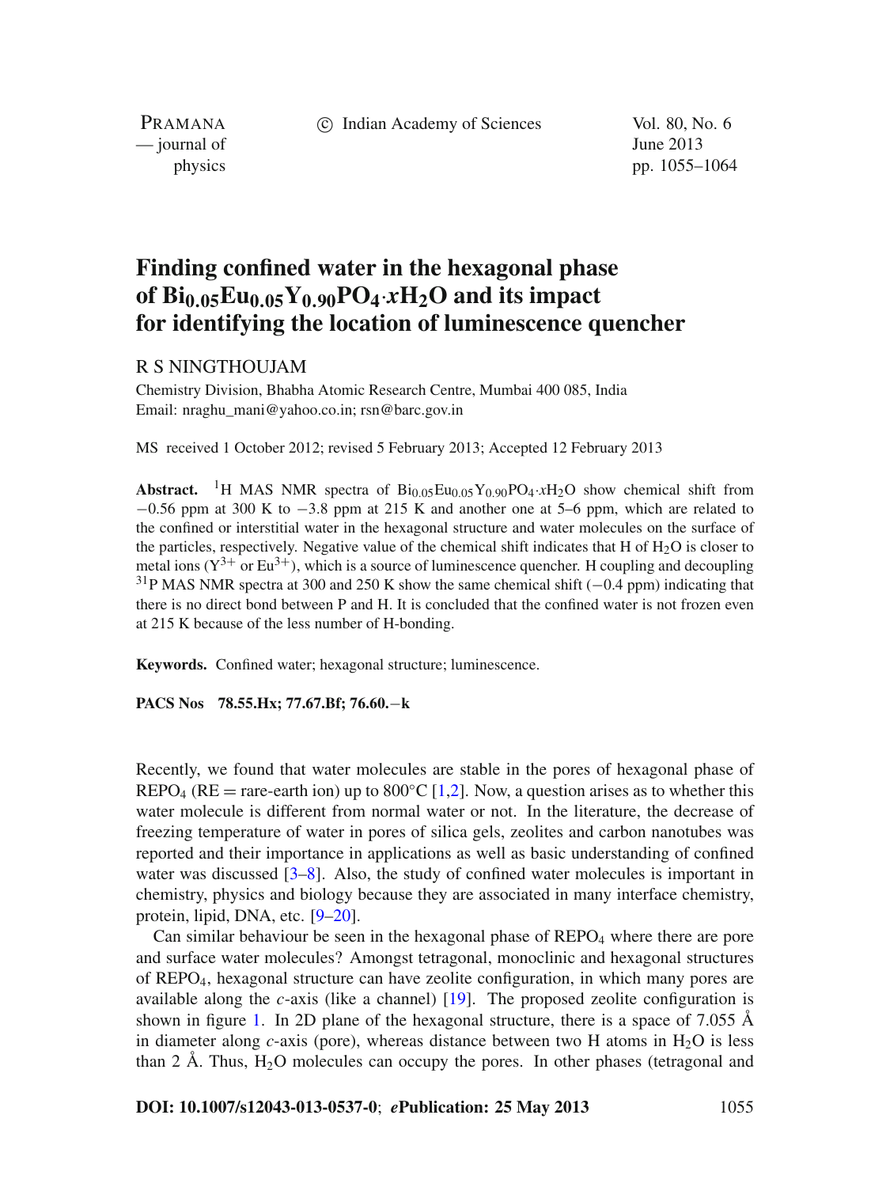# Finding confined water in the hexagonal phase of $Bi_{0.05}Eu_{0.05}Y_{0.90}PO_4{\cdot}xH_2O$ and its impact for identifying the location of luminescence quencher

R S NINGTHOUJAM

Chemistry Division, Bhabha Atomic Research Centre, Mumbai 400 085, India
Email: nraghu_mani@yahoo.co.in; rsn@barc.gov.in

MS received 1 October 2012; revised 5 February 2013; Accepted 12 February 2013

**Abstract.** $^1H$ MAS NMR spectra of $Bi_{0.05}Eu_{0.05}Y_{0.90}PO_4{\cdot}xH_2O$ show chemical shift from $-0.56$ ppm at 300 K to $-3.8$ ppm at 215 K and another one at 5–6 ppm, which are related to the confined or interstitial water in the hexagonal structure and water molecules on the surface of the particles, respectively. Negative value of the chemical shift indicates that H of $H_2O$ is closer to metal ions ($Y^{3+}$ or $Eu^{3+}$), which is a source of luminescence quencher. H coupling and decoupling $^{31}P$ MAS NMR spectra at 300 and 250 K show the same chemical shift ($-0.4$ ppm) indicating that there is no direct bond between P and H. It is concluded that the confined water is not frozen even at 215 K because of the less number of H-bonding.

**Keywords.** Confined water; hexagonal structure; luminescence.

**PACS Nos** **78.55.Hx; 77.67.Bf; 76.60.−k**

Recently, we found that water molecules are stable in the pores of hexagonal phase of $REPO_4$ (RE = rare-earth ion) up to 800°C [1,2]. Now, a question arises as to whether this water molecule is different from normal water or not. In the literature, the decrease of freezing temperature of water in pores of silica gels, zeolites and carbon nanotubes was reported and their importance in applications as well as basic understanding of confined water was discussed [3–8]. Also, the study of confined water molecules is important in chemistry, physics and biology because they are associated in many interface chemistry, protein, lipid, DNA, etc. [9–20].

Can similar behaviour be seen in the hexagonal phase of $REPO_4$ where there are pore and surface water molecules? Amongst tetragonal, monoclinic and hexagonal structures of $REPO_4$, hexagonal structure can have zeolite configuration, in which many pores are available along the *c*-axis (like a channel) [19]. The proposed zeolite configuration is shown in figure 1. In 2D plane of the hexagonal structure, there is a space of 7.055 Å in diameter along *c*-axis (pore), whereas distance between two H atoms in $H_2O$ is less than 2 Å. Thus, $H_2O$ molecules can occupy the pores. In other phases (tetragonal and

**DOI: 10.1007/s12043-013-0537-0**; ***e*Publication: 25 May 2013**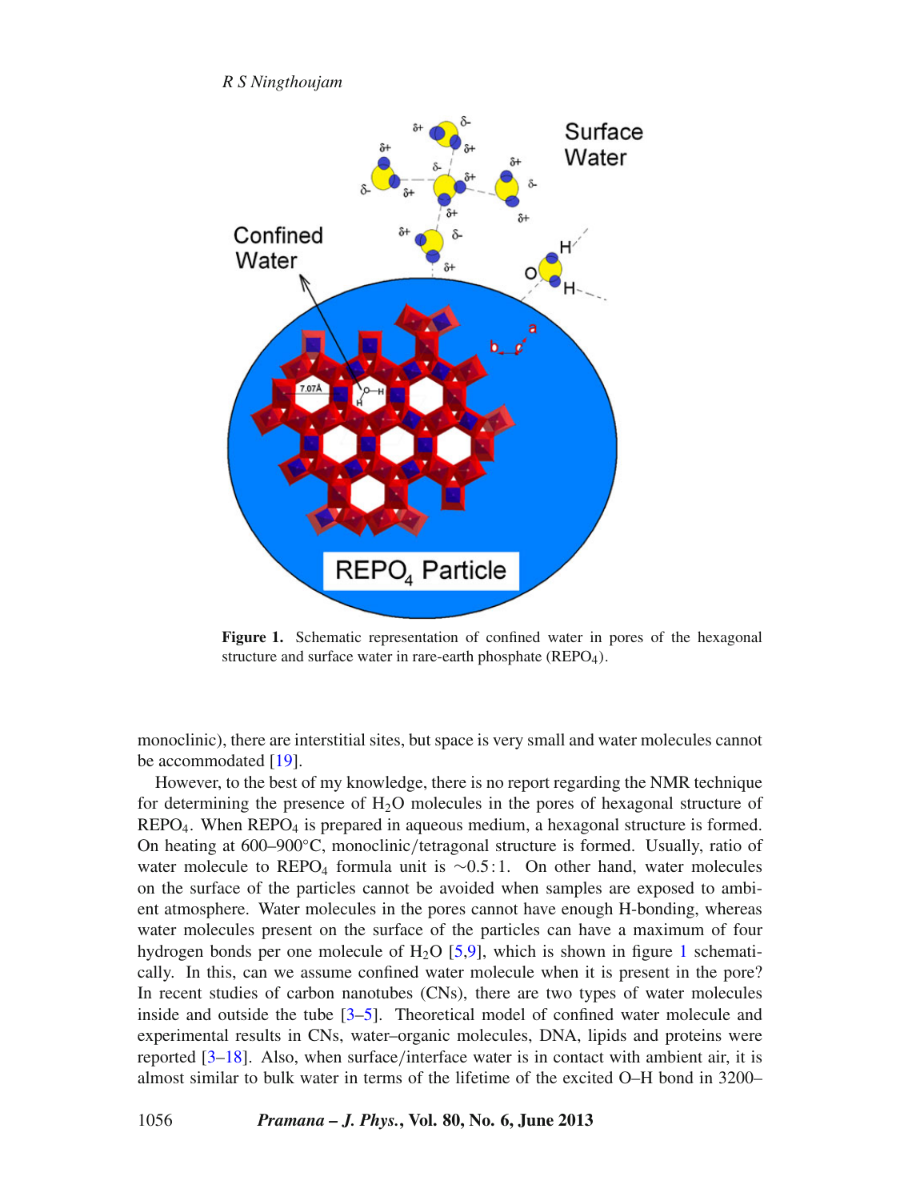**Figure 1.** Schematic representation of confined water in pores of the hexagonal structure and surface water in rare-earth phosphate ($REPO_4$).

monoclinic), there are interstitial sites, but space is very small and water molecules cannot be accommodated [19].

However, to the best of my knowledge, there is no report regarding the NMR technique for determining the presence of $H_2O$ molecules in the pores of hexagonal structure of $REPO_4$. When $REPO_4$ is prepared in aqueous medium, a hexagonal structure is formed. On heating at 600–900°C, monoclinic/tetragonal structure is formed. Usually, ratio of water molecule to $REPO_4$ formula unit is $\sim$0.5 : 1. On other hand, water molecules on the surface of the particles cannot be avoided when samples are exposed to ambient atmosphere. Water molecules in the pores cannot have enough H-bonding, whereas water molecules present on the surface of the particles can have a maximum of four hydrogen bonds per one molecule of $H_2O$ [5,9], which is shown in figure 1 schematically. In this, can we assume confined water molecule when it is present in the pore? In recent studies of carbon nanotubes (CNs), there are two types of water molecules inside and outside the tube [3–5]. Theoretical model of confined water molecule and experimental results in CNs, water–organic molecules, DNA, lipids and proteins were reported [3–18]. Also, when surface/interface water is in contact with ambient air, it is almost similar to bulk water in terms of the lifetime of the excited O–H bond in 3200–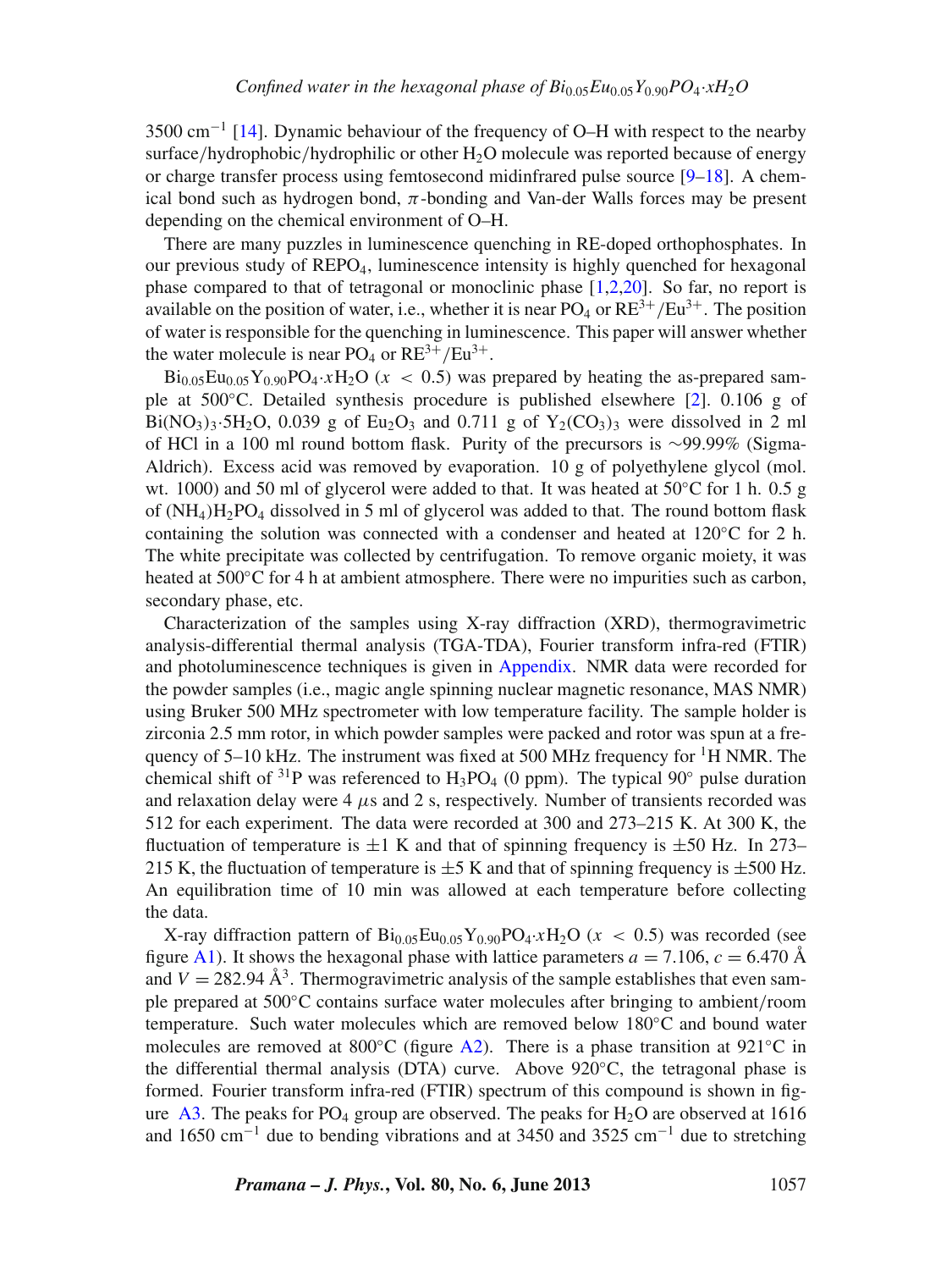3500 cm$^{-1}$ [14]. Dynamic behaviour of the frequency of O–H with respect to the nearby surface/hydrophobic/hydrophilic or other $H_2O$ molecule was reported because of energy or charge transfer process using femtosecond midinfrared pulse source [9–18]. A chemical bond such as hydrogen bond, $\pi$-bonding and Van-der Walls forces may be present depending on the chemical environment of O–H.

There are many puzzles in luminescence quenching in RE-doped orthophosphates. In our previous study of $REPO_4$, luminescence intensity is highly quenched for hexagonal phase compared to that of tetragonal or monoclinic phase [1,2,20]. So far, no report is available on the position of water, i.e., whether it is near $PO_4$ or $RE^{3+}/Eu^{3+}$. The position of water is responsible for the quenching in luminescence. This paper will answer whether the water molecule is near $PO_4$ or $RE^{3+}/Eu^{3+}$.

$Bi_{0.05}Eu_{0.05}Y_{0.90}PO_4{\cdot}xH_2O$ ($x < 0.5$) was prepared by heating the as-prepared sample at 500°C. Detailed synthesis procedure is published elsewhere [2]. 0.106 g of $Bi(NO_3)_3{\cdot}5H_2O$, 0.039 g of $Eu_2O_3$ and 0.711 g of $Y_2(CO_3)_3$ were dissolved in 2 ml of HCl in a 100 ml round bottom flask. Purity of the precursors is ~99.99% (Sigma-Aldrich). Excess acid was removed by evaporation. 10 g of polyethylene glycol (mol. wt. 1000) and 50 ml of glycerol were added to that. It was heated at 50°C for 1 h. 0.5 g of $(NH_4)H_2PO_4$ dissolved in 5 ml of glycerol was added to that. The round bottom flask containing the solution was connected with a condenser and heated at 120°C for 2 h. The white precipitate was collected by centrifugation. To remove organic moiety, it was heated at 500°C for 4 h at ambient atmosphere. There were no impurities such as carbon, secondary phase, etc.

Characterization of the samples using X-ray diffraction (XRD), thermogravimetric analysis-differential thermal analysis (TGA-TDA), Fourier transform infra-red (FTIR) and photoluminescence techniques is given in Appendix. NMR data were recorded for the powder samples (i.e., magic angle spinning nuclear magnetic resonance, MAS NMR) using Bruker 500 MHz spectrometer with low temperature facility. The sample holder is zirconia 2.5 mm rotor, in which powder samples were packed and rotor was spun at a frequency of 5–10 kHz. The instrument was fixed at 500 MHz frequency for $^1H$ NMR. The chemical shift of $^{31}P$ was referenced to $H_3PO_4$ (0 ppm). The typical 90° pulse duration and relaxation delay were 4 $\mu$s and 2 s, respectively. Number of transients recorded was 512 for each experiment. The data were recorded at 300 and 273–215 K. At 300 K, the fluctuation of temperature is $\pm 1$ K and that of spinning frequency is $\pm 50$ Hz. In 273–215 K, the fluctuation of temperature is $\pm 5$ K and that of spinning frequency is $\pm 500$ Hz. An equilibration time of 10 min was allowed at each temperature before collecting the data.

X-ray diffraction pattern of $Bi_{0.05}Eu_{0.05}Y_{0.90}PO_4{\cdot}xH_2O$ ($x < 0.5$) was recorded (see figure A1). It shows the hexagonal phase with lattice parameters $a = 7.106$, $c = 6.470$ Å and $V = 282.94$ Å$^3$. Thermogravimetric analysis of the sample establishes that even sample prepared at 500°C contains surface water molecules after bringing to ambient/room temperature. Such water molecules which are removed below 180°C and bound water molecules are removed at 800°C (figure A2). There is a phase transition at 921°C in the differential thermal analysis (DTA) curve. Above 920°C, the tetragonal phase is formed. Fourier transform infra-red (FTIR) spectrum of this compound is shown in figure A3. The peaks for $PO_4$ group are observed. The peaks for $H_2O$ are observed at 1616 and 1650 cm$^{-1}$ due to bending vibrations and at 3450 and 3525 cm$^{-1}$ due to stretching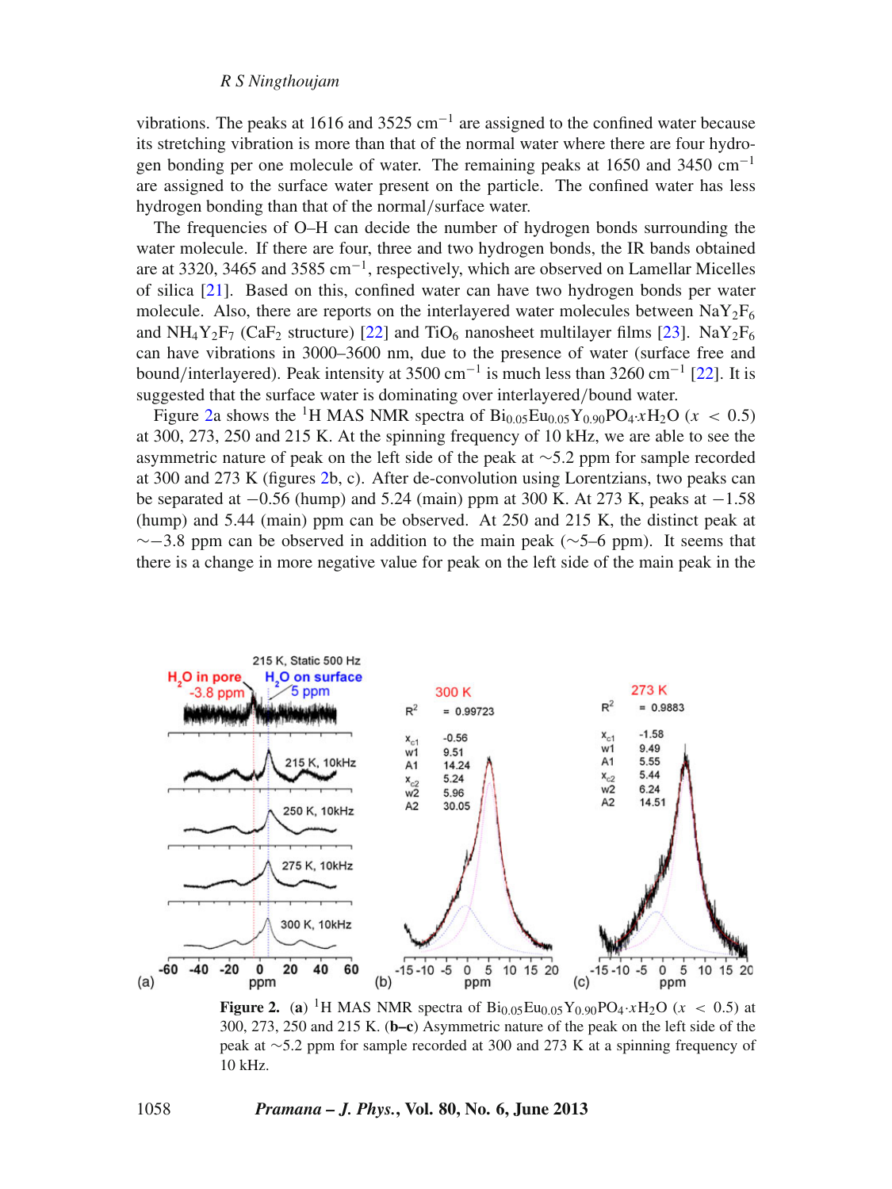vibrations. The peaks at 1616 and 3525 $cm^{-1}$ are assigned to the confined water because its stretching vibration is more than that of the normal water where there are four hydrogen bonding per one molecule of water. The remaining peaks at 1650 and 3450 $cm^{-1}$ are assigned to the surface water present on the particle. The confined water has less hydrogen bonding than that of the normal/surface water.

The frequencies of O–H can decide the number of hydrogen bonds surrounding the water molecule. If there are four, three and two hydrogen bonds, the IR bands obtained are at 3320, 3465 and 3585 $cm^{-1}$, respectively, which are observed on Lamellar Micelles of silica [21]. Based on this, confined water can have two hydrogen bonds per water molecule. Also, there are reports on the interlayered water molecules between $NaY_2F_6$ and $NH_4Y_2F_7$ ($CaF_2$ structure) [22] and $TiO_6$ nanosheet multilayer films [23]. $NaY_2F_6$ can have vibrations in 3000–3600 nm, due to the presence of water (surface free and bound/interlayered). Peak intensity at 3500 $cm^{-1}$ is much less than 3260 $cm^{-1}$ [22]. It is suggested that the surface water is dominating over interlayered/bound water.

Figure 2a shows the $^1H$ MAS NMR spectra of $Bi_{0.05}Eu_{0.05}Y_{0.90}PO_4{\cdot}xH_2O$ ($x < 0.5$) at 300, 273, 250 and 215 K. At the spinning frequency of 10 kHz, we are able to see the asymmetric nature of peak on the left side of the peak at ∼5.2 ppm for sample recorded at 300 and 273 K (figures 2b, c). After de-convolution using Lorentzians, two peaks can be separated at −0.56 (hump) and 5.24 (main) ppm at 300 K. At 273 K, peaks at −1.58 (hump) and 5.44 (main) ppm can be observed. At 250 and 215 K, the distinct peak at ∼−3.8 ppm can be observed in addition to the main peak (∼5–6 ppm). It seems that there is a change in more negative value for peak on the left side of the main peak in the

**Figure 2.** (**a**) $^1H$ MAS NMR spectra of $Bi_{0.05}Eu_{0.05}Y_{0.90}PO_4{\cdot}xH_2O$ ($x < 0.5$) at 300, 273, 250 and 215 K. (**b–c**) Asymmetric nature of the peak on the left side of the peak at ∼5.2 ppm for sample recorded at 300 and 273 K at a spinning frequency of 10 kHz.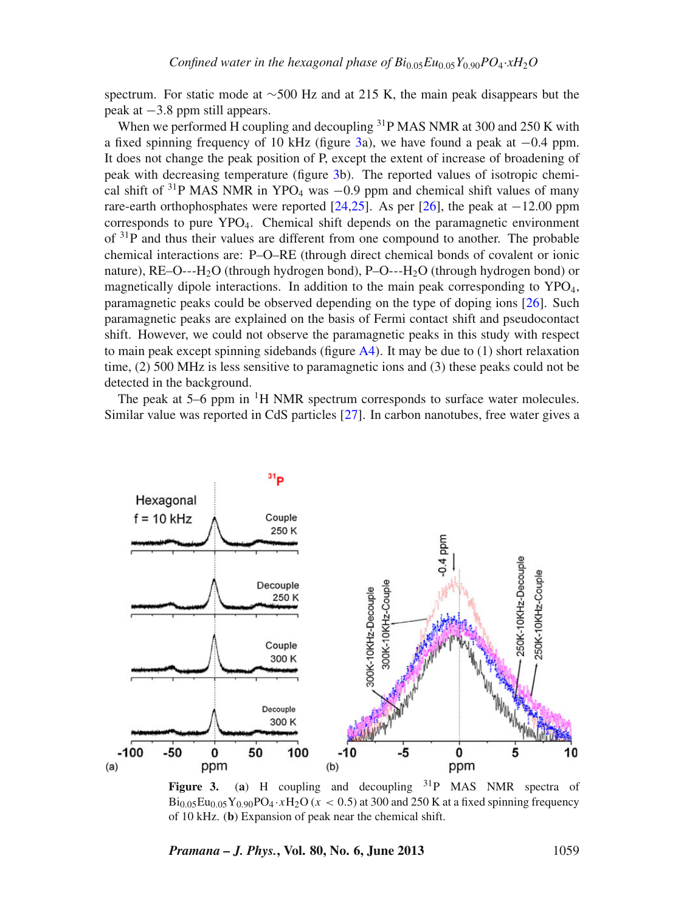spectrum. For static mode at ∼500 Hz and at 215 K, the main peak disappears but the peak at −3.8 ppm still appears.

When we performed H coupling and decoupling $^{31}$P MAS NMR at 300 and 250 K with a fixed spinning frequency of 10 kHz (figure 3a), we have found a peak at −0.4 ppm. It does not change the peak position of P, except the extent of increase of broadening of peak with decreasing temperature (figure 3b). The reported values of isotropic chemical shift of $^{31}$P MAS NMR in $YPO_4$ was −0.9 ppm and chemical shift values of many rare-earth orthophosphates were reported [24,25]. As per [26], the peak at −12.00 ppm corresponds to pure $YPO_4$. Chemical shift depends on the paramagnetic environment of $^{31}$P and thus their values are different from one compound to another. The probable chemical interactions are: P–O–RE (through direct chemical bonds of covalent or ionic nature), RE–O---$H_2O$ (through hydrogen bond), P–O---$H_2O$ (through hydrogen bond) or magnetically dipole interactions. In addition to the main peak corresponding to $YPO_4$, paramagnetic peaks could be observed depending on the type of doping ions [26]. Such paramagnetic peaks are explained on the basis of Fermi contact shift and pseudocontact shift. However, we could not observe the paramagnetic peaks in this study with respect to main peak except spinning sidebands (figure A4). It may be due to (1) short relaxation time, (2) 500 MHz is less sensitive to paramagnetic ions and (3) these peaks could not be detected in the background.

The peak at 5–6 ppm in $^{1}$H NMR spectrum corresponds to surface water molecules. Similar value was reported in CdS particles [27]. In carbon nanotubes, free water gives a

**Figure 3.** (**a**) H coupling and decoupling $^{31}$P MAS NMR spectra of $Bi_{0.05}Eu_{0.05}Y_{0.90}PO_4 \cdot xH_2O$ ($x < 0.5$) at 300 and 250 K at a fixed spinning frequency of 10 kHz. (**b**) Expansion of peak near the chemical shift.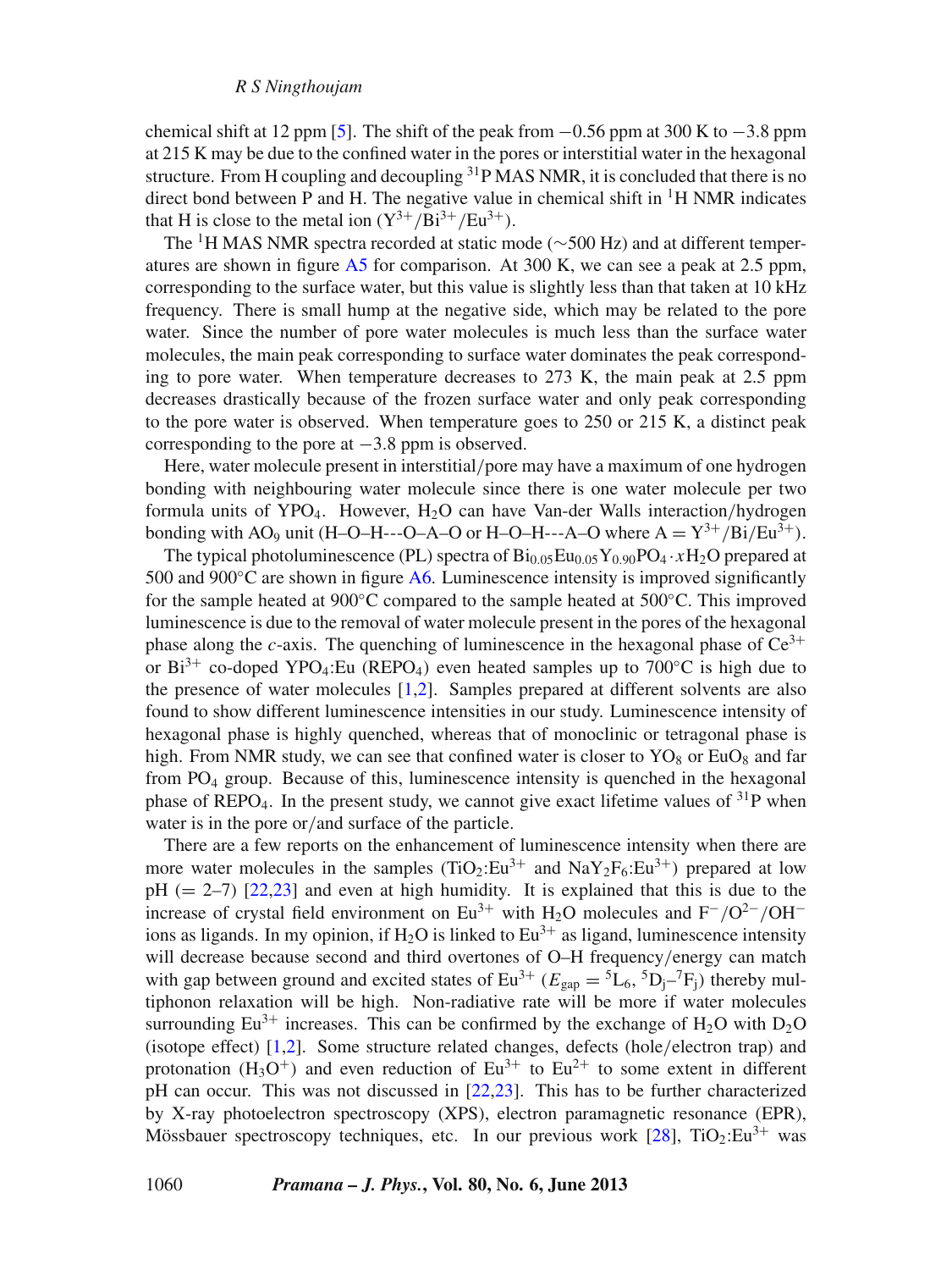chemical shift at 12 ppm [5]. The shift of the peak from −0.56 ppm at 300 K to −3.8 ppm at 215 K may be due to the confined water in the pores or interstitial water in the hexagonal structure. From H coupling and decoupling $^{31}P$ MAS NMR, it is concluded that there is no direct bond between P and H. The negative value in chemical shift in $^{1}H$ NMR indicates that H is close to the metal ion ($Y^{3+}/Bi^{3+}/Eu^{3+}$).

The $^{1}H$ MAS NMR spectra recorded at static mode (∼500 Hz) and at different temperatures are shown in figure A5 for comparison. At 300 K, we can see a peak at 2.5 ppm, corresponding to the surface water, but this value is slightly less than that taken at 10 kHz frequency. There is small hump at the negative side, which may be related to the pore water. Since the number of pore water molecules is much less than the surface water molecules, the main peak corresponding to surface water dominates the peak corresponding to pore water. When temperature decreases to 273 K, the main peak at 2.5 ppm decreases drastically because of the frozen surface water and only peak corresponding to the pore water is observed. When temperature goes to 250 or 215 K, a distinct peak corresponding to the pore at −3.8 ppm is observed.

Here, water molecule present in interstitial/pore may have a maximum of one hydrogen bonding with neighbouring water molecule since there is one water molecule per two formula units of $YPO_4$. However, $H_2O$ can have Van-der Walls interaction/hydrogen bonding with $AO_9$ unit (H–O–H---O–A–O or H–O–H---A–O where A = $Y^{3+}$/Bi/$Eu^{3+}$).

The typical photoluminescence (PL) spectra of $Bi_{0.05}Eu_{0.05}Y_{0.90}PO_4 \cdot xH_2O$ prepared at 500 and 900°C are shown in figure A6. Luminescence intensity is improved significantly for the sample heated at 900°C compared to the sample heated at 500°C. This improved luminescence is due to the removal of water molecule present in the pores of the hexagonal phase along the *c*-axis. The quenching of luminescence in the hexagonal phase of $Ce^{3+}$ or $Bi^{3+}$ co-doped $YPO_4$:Eu ($REPO_4$) even heated samples up to 700°C is high due to the presence of water molecules [1,2]. Samples prepared at different solvents are also found to show different luminescence intensities in our study. Luminescence intensity of hexagonal phase is highly quenched, whereas that of monoclinic or tetragonal phase is high. From NMR study, we can see that confined water is closer to $YO_8$ or $EuO_8$ and far from $PO_4$ group. Because of this, luminescence intensity is quenched in the hexagonal phase of $REPO_4$. In the present study, we cannot give exact lifetime values of $^{31}P$ when water is in the pore or/and surface of the particle.

There are a few reports on the enhancement of luminescence intensity when there are more water molecules in the samples ($TiO_2$:$Eu^{3+}$ and $NaY_2F_6$:$Eu^{3+}$) prepared at low pH (= 2–7) [22,23] and even at high humidity. It is explained that this is due to the increase of crystal field environment on $Eu^{3+}$ with $H_2O$ molecules and $F^-/O^{2-}/OH^-$ ions as ligands. In my opinion, if $H_2O$ is linked to $Eu^{3+}$ as ligand, luminescence intensity will decrease because second and third overtones of O–H frequency/energy can match with gap between ground and excited states of $Eu^{3+}$ ($E_{gap}$ = $^5L_6$, $^5D_j$–$^7F_j$) thereby multiphonon relaxation will be high. Non-radiative rate will be more if water molecules surrounding $Eu^{3+}$ increases. This can be confirmed by the exchange of $H_2O$ with $D_2O$ (isotope effect) [1,2]. Some structure related changes, defects (hole/electron trap) and protonation ($H_3O^+$) and even reduction of $Eu^{3+}$ to $Eu^{2+}$ to some extent in different pH can occur. This was not discussed in [22,23]. This has to be further characterized by X-ray photoelectron spectroscopy (XPS), electron paramagnetic resonance (EPR), Mössbauer spectroscopy techniques, etc. In our previous work [28], $TiO_2$:$Eu^{3+}$ was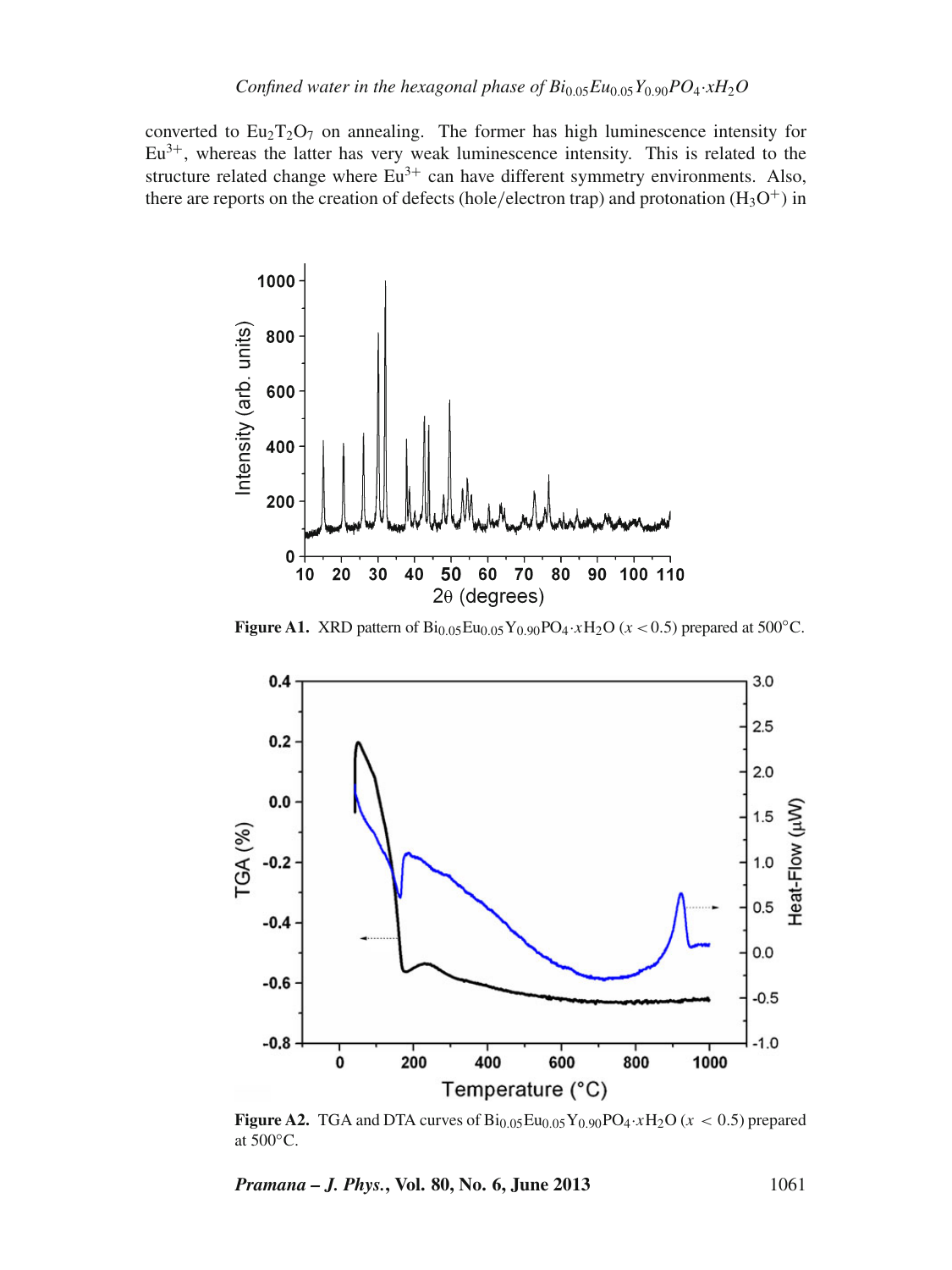converted to $Eu_2T_2O_7$ on annealing. The former has high luminescence intensity for $Eu^{3+}$, whereas the latter has very weak luminescence intensity. This is related to the structure related change where $Eu^{3+}$ can have different symmetry environments. Also, there are reports on the creation of defects (hole/electron trap) and protonation ($H_3O^+$) in

**Figure A1.** XRD pattern of $Bi_{0.05}Eu_{0.05}Y_{0.90}PO_4 \cdot xH_2O$ ($x < 0.5$) prepared at 500°C.

**Figure A2.** TGA and DTA curves of $Bi_{0.05}Eu_{0.05}Y_{0.90}PO_4 \cdot xH_2O$ ($x < 0.5$) prepared at 500°C.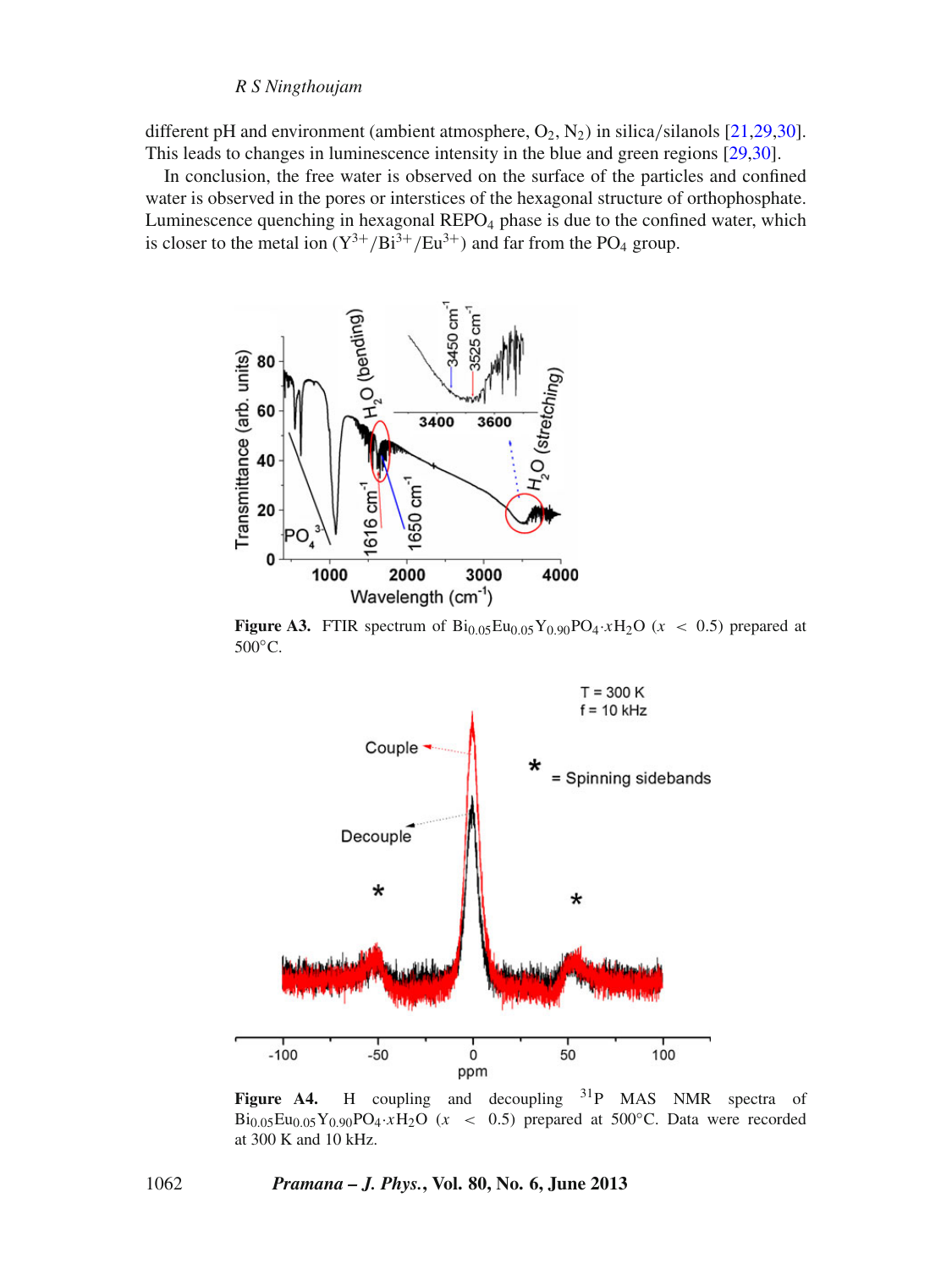different pH and environment (ambient atmosphere, $O_2$, $N_2$) in silica/silanols [21,29,30]. This leads to changes in luminescence intensity in the blue and green regions [29,30].

In conclusion, the free water is observed on the surface of the particles and confined water is observed in the pores or interstices of the hexagonal structure of orthophosphate. Luminescence quenching in hexagonal $REPO_4$ phase is due to the confined water, which is closer to the metal ion ($Y^{3+}$/$Bi^{3+}$/$Eu^{3+}$) and far from the $PO_4$ group.

**Figure A3.** FTIR spectrum of $Bi_{0.05}Eu_{0.05}Y_{0.90}PO_4 \cdot xH_2O$ ($x < 0.5$) prepared at 500°C.

**Figure A4.** H coupling and decoupling $^{31}P$ MAS NMR spectra of $Bi_{0.05}Eu_{0.05}Y_{0.90}PO_4 \cdot xH_2O$ ($x < 0.5$) prepared at 500°C. Data were recorded at 300 K and 10 kHz.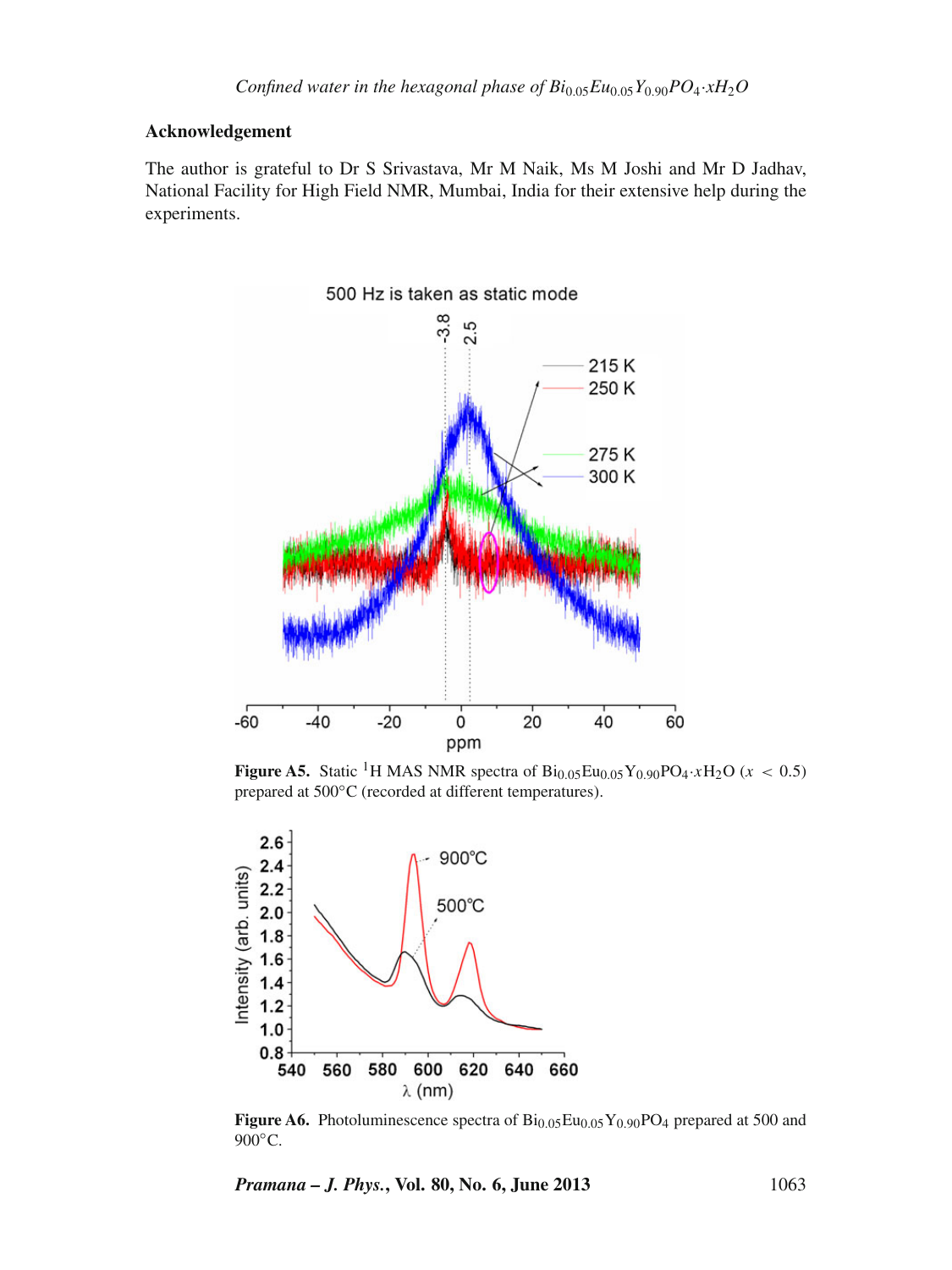## Acknowledgement

The author is grateful to Dr S Srivastava, Mr M Naik, Ms M Joshi and Mr D Jadhav, National Facility for High Field NMR, Mumbai, India for their extensive help during the experiments.

**Figure A5.** Static [1]H MAS NMR spectra of $Bi_{0.05}Eu_{0.05}Y_{0.90}PO_4{\cdot}xH_2O$ ($x < 0.5$) prepared at 500°C (recorded at different temperatures).

**Figure A6.** Photoluminescence spectra of $Bi_{0.05}Eu_{0.05}Y_{0.90}PO_4$ prepared at 500 and 900°C.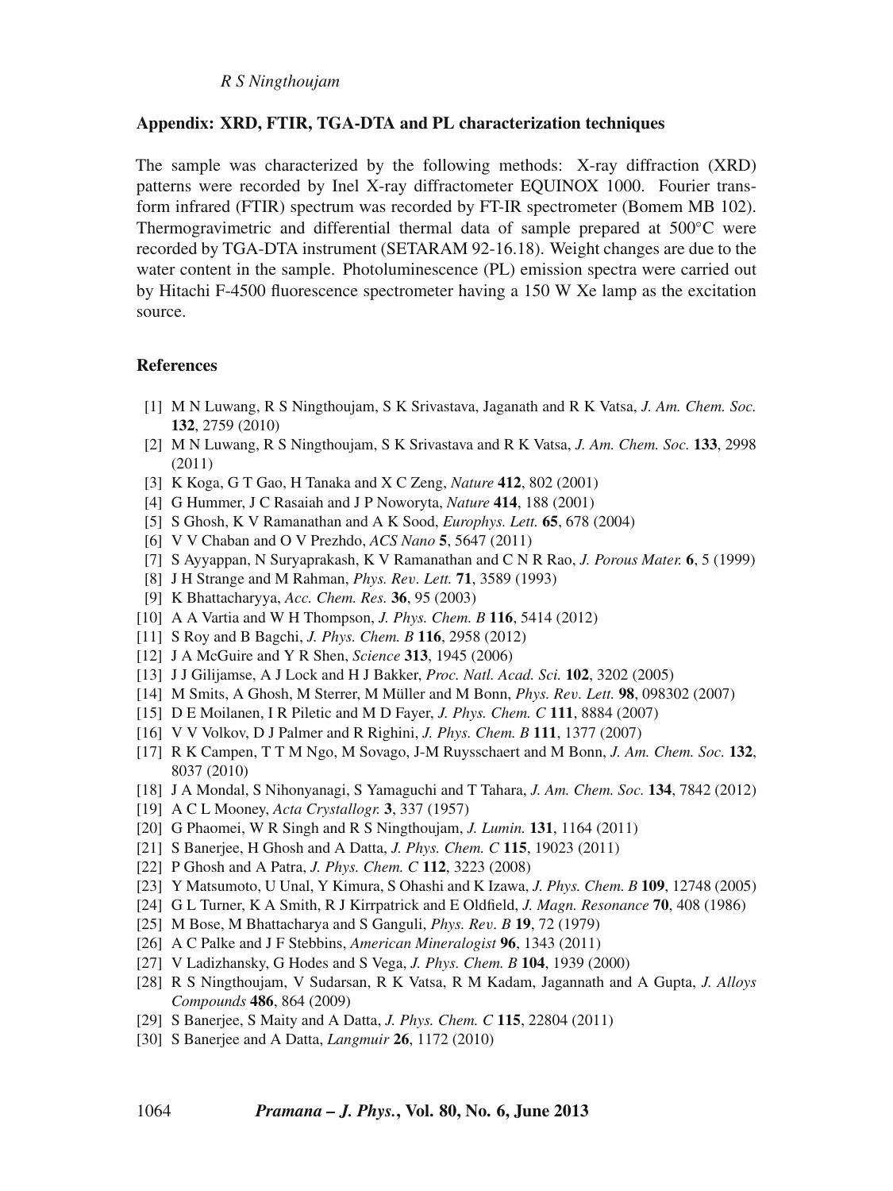## Appendix: XRD, FTIR, TGA-DTA and PL characterization techniques

The sample was characterized by the following methods: X-ray diffraction (XRD) patterns were recorded by Inel X-ray diffractometer EQUINOX 1000. Fourier transform infrared (FTIR) spectrum was recorded by FT-IR spectrometer (Bomem MB 102). Thermogravimetric and differential thermal data of sample prepared at 500°C were recorded by TGA-DTA instrument (SETARAM 92-16.18). Weight changes are due to the water content in the sample. Photoluminescence (PL) emission spectra were carried out by Hitachi F-4500 fluorescence spectrometer having a 150 W Xe lamp as the excitation source.

## References

[1] M N Luwang, R S Ningthoujam, S K Srivastava, Jaganath and R K Vatsa, *J. Am. Chem. Soc.* **132**, 2759 (2010)
[2] M N Luwang, R S Ningthoujam, S K Srivastava and R K Vatsa, *J. Am. Chem. Soc.* **133**, 2998 (2011)
[3] K Koga, G T Gao, H Tanaka and X C Zeng, *Nature* **412**, 802 (2001)
[4] G Hummer, J C Rasaiah and J P Noworyta, *Nature* **414**, 188 (2001)
[5] S Ghosh, K V Ramanathan and A K Sood, *Europhys. Lett.* **65**, 678 (2004)
[6] V V Chaban and O V Prezhdo, *ACS Nano* **5**, 5647 (2011)
[7] S Ayyappan, N Suryaprakash, K V Ramanathan and C N R Rao, *J. Porous Mater.* **6**, 5 (1999)
[8] J H Strange and M Rahman, *Phys. Rev. Lett.* **71**, 3589 (1993)
[9] K Bhattacharyya, *Acc. Chem. Res.* **36**, 95 (2003)
[10] A A Vartia and W H Thompson, *J. Phys. Chem. B* **116**, 5414 (2012)
[11] S Roy and B Bagchi, *J. Phys. Chem. B* **116**, 2958 (2012)
[12] J A McGuire and Y R Shen, *Science* **313**, 1945 (2006)
[13] J J Gilijamse, A J Lock and H J Bakker, *Proc. Natl. Acad. Sci.* **102**, 3202 (2005)
[14] M Smits, A Ghosh, M Sterrer, M Müller and M Bonn, *Phys. Rev. Lett.* **98**, 098302 (2007)
[15] D E Moilanen, I R Piletic and M D Fayer, *J. Phys. Chem. C* **111**, 8884 (2007)
[16] V V Volkov, D J Palmer and R Righini, *J. Phys. Chem. B* **111**, 1377 (2007)
[17] R K Campen, T T M Ngo, M Sovago, J-M Ruysschaert and M Bonn, *J. Am. Chem. Soc.* **132**, 8037 (2010)
[18] J A Mondal, S Nihonyanagi, S Yamaguchi and T Tahara, *J. Am. Chem. Soc.* **134**, 7842 (2012)
[19] A C L Mooney, *Acta Crystallogr.* **3**, 337 (1957)
[20] G Phaomei, W R Singh and R S Ningthoujam, *J. Lumin.* **131**, 1164 (2011)
[21] S Banerjee, H Ghosh and A Datta, *J. Phys. Chem. C* **115**, 19023 (2011)
[22] P Ghosh and A Patra, *J. Phys. Chem. C* **112**, 3223 (2008)
[23] Y Matsumoto, U Unal, Y Kimura, S Ohashi and K Izawa, *J. Phys. Chem. B* **109**, 12748 (2005)
[24] G L Turner, K A Smith, R J Kirrpatrick and E Oldfield, *J. Magn. Resonance* **70**, 408 (1986)
[25] M Bose, M Bhattacharya and S Ganguli, *Phys. Rev. B* **19**, 72 (1979)
[26] A C Palke and J F Stebbins, *American Mineralogist* **96**, 1343 (2011)
[27] V Ladizhansky, G Hodes and S Vega, *J. Phys. Chem. B* **104**, 1939 (2000)
[28] R S Ningthoujam, V Sudarsan, R K Vatsa, R M Kadam, Jagannath and A Gupta, *J. Alloys Compounds* **486**, 864 (2009)
[29] S Banerjee, S Maity and A Datta, *J. Phys. Chem. C* **115**, 22804 (2011)
[30] S Banerjee and A Datta, *Langmuir* **26**, 1172 (2010)